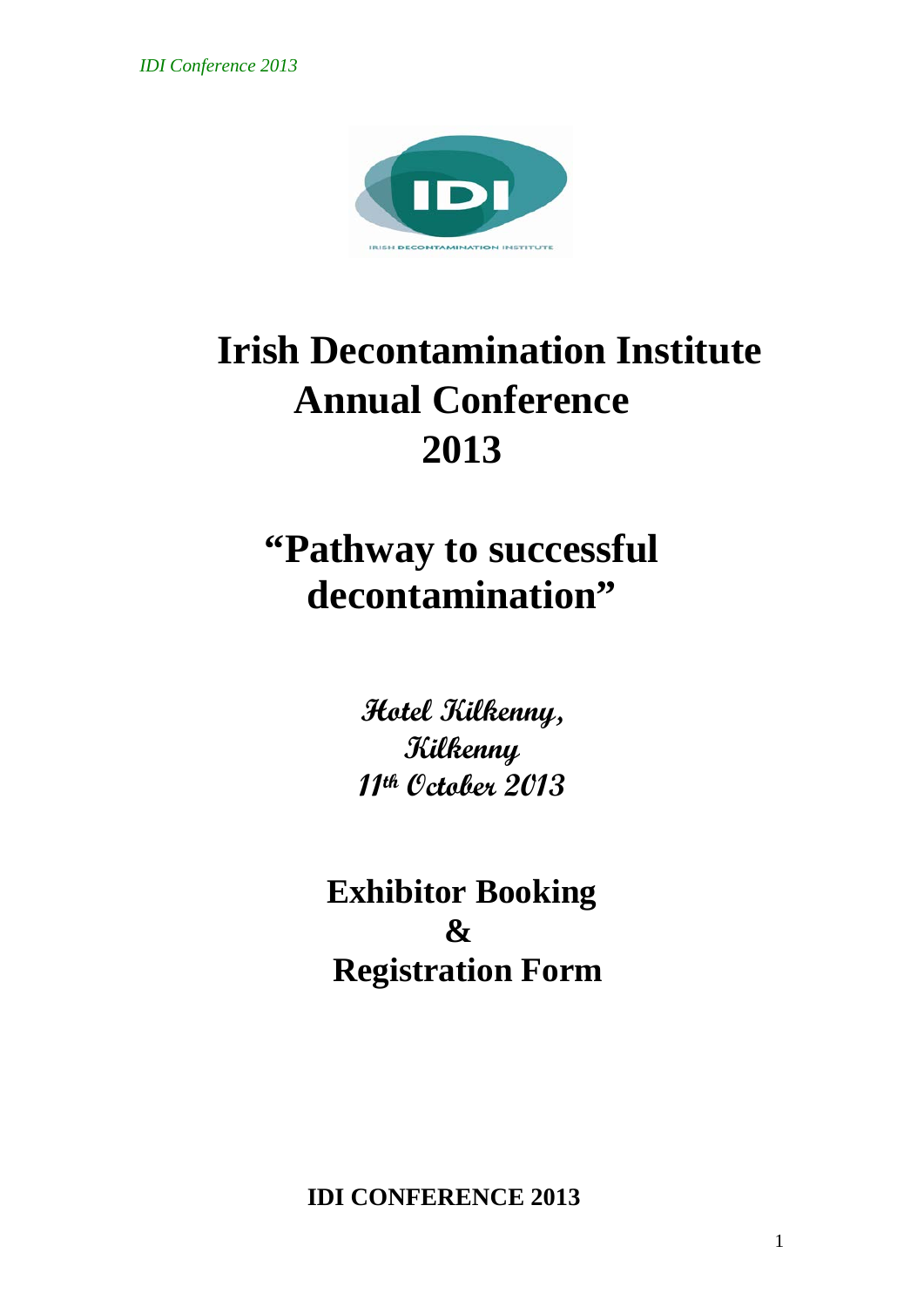# Irish Decontamination Institute Annual Conference 2013

## "Pathway to successful decontamination"

*Hotel Kilkenny,*
*Kilkenny*
*11th October 2013*

## Exhibitor Booking & Registration Form

**IDI CONFERENCE 2013**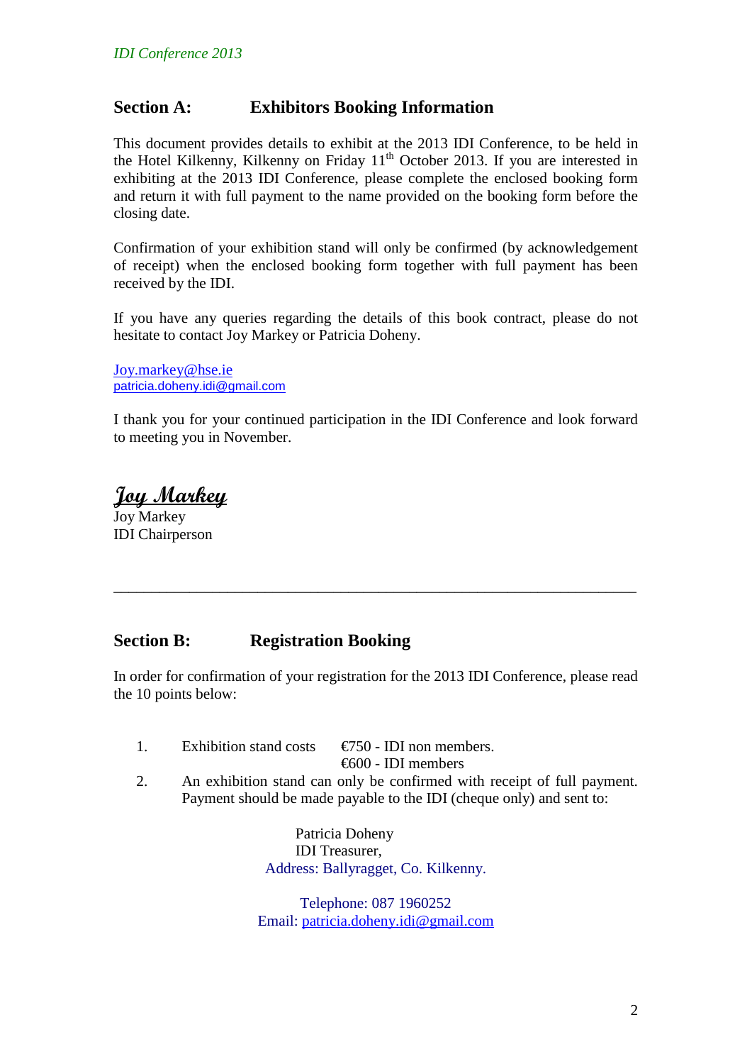## Section A: Exhibitors Booking Information

This document provides details to exhibit at the 2013 IDI Conference, to be held in the Hotel Kilkenny, Kilkenny on Friday 11th October 2013. If you are interested in exhibiting at the 2013 IDI Conference, please complete the enclosed booking form and return it with full payment to the name provided on the booking form before the closing date.

Confirmation of your exhibition stand will only be confirmed (by acknowledgement of receipt) when the enclosed booking form together with full payment has been received by the IDI.

If you have any queries regarding the details of this book contract, please do not hesitate to contact Joy Markey or Patricia Doheny.

Joy.markey@hse.ie
patricia.doheny.idi@gmail.com

I thank you for your continued participation in the IDI Conference and look forward to meeting you in November.

*Joy Markey*
Joy Markey
IDI Chairperson

---

## Section B: Registration Booking

In order for confirmation of your registration for the 2013 IDI Conference, please read the 10 points below:

1. Exhibition stand costs €750 - IDI non members.
   €600 - IDI members
2. An exhibition stand can only be confirmed with receipt of full payment. Payment should be made payable to the IDI (cheque only) and sent to:

   Patricia Doheny
   IDI Treasurer,
   Address: Ballyragget, Co. Kilkenny.

   Telephone: 087 1960252
   Email: patricia.doheny.idi@gmail.com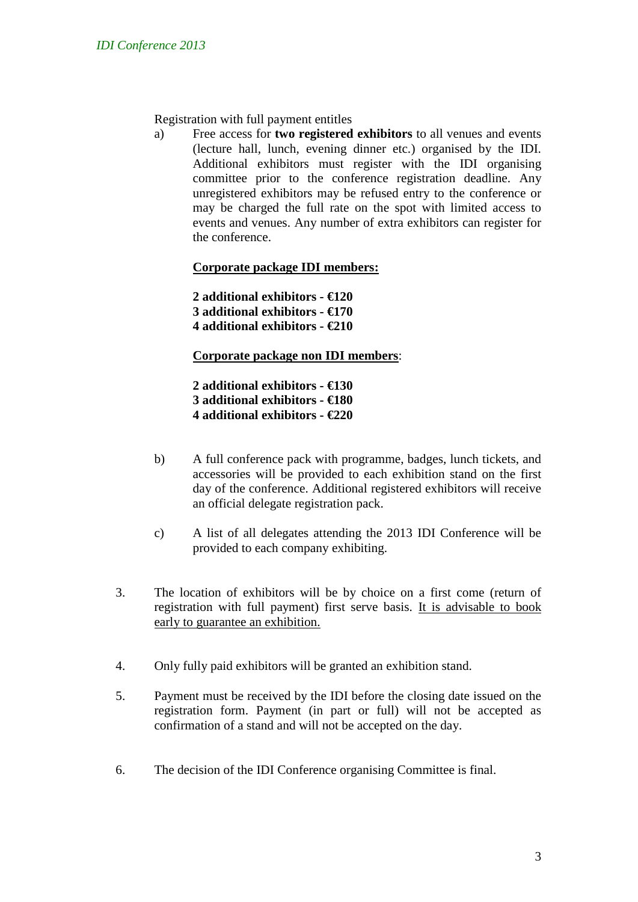Registration with full payment entitles

a) Free access for **two registered exhibitors** to all venues and events (lecture hall, lunch, evening dinner etc.) organised by the IDI. Additional exhibitors must register with the IDI organising committee prior to the conference registration deadline. Any unregistered exhibitors may be refused entry to the conference or may be charged the full rate on the spot with limited access to events and venues. Any number of extra exhibitors can register for the conference.

   **<u>Corporate package IDI members:</u>**

   **2 additional exhibitors - €120**
   **3 additional exhibitors - €170**
   **4 additional exhibitors - €210**

   **<u>Corporate package non IDI members</u>**:

   **2 additional exhibitors - €130**
   **3 additional exhibitors - €180**
   **4 additional exhibitors - €220**

b) A full conference pack with programme, badges, lunch tickets, and accessories will be provided to each exhibition stand on the first day of the conference. Additional registered exhibitors will receive an official delegate registration pack.

c) A list of all delegates attending the 2013 IDI Conference will be provided to each company exhibiting.

3. The location of exhibitors will be by choice on a first come (return of registration with full payment) first serve basis. <u>It is advisable to book early to guarantee an exhibition.</u>

4. Only fully paid exhibitors will be granted an exhibition stand.

5. Payment must be received by the IDI before the closing date issued on the registration form. Payment (in part or full) will not be accepted as confirmation of a stand and will not be accepted on the day.

6. The decision of the IDI Conference organising Committee is final.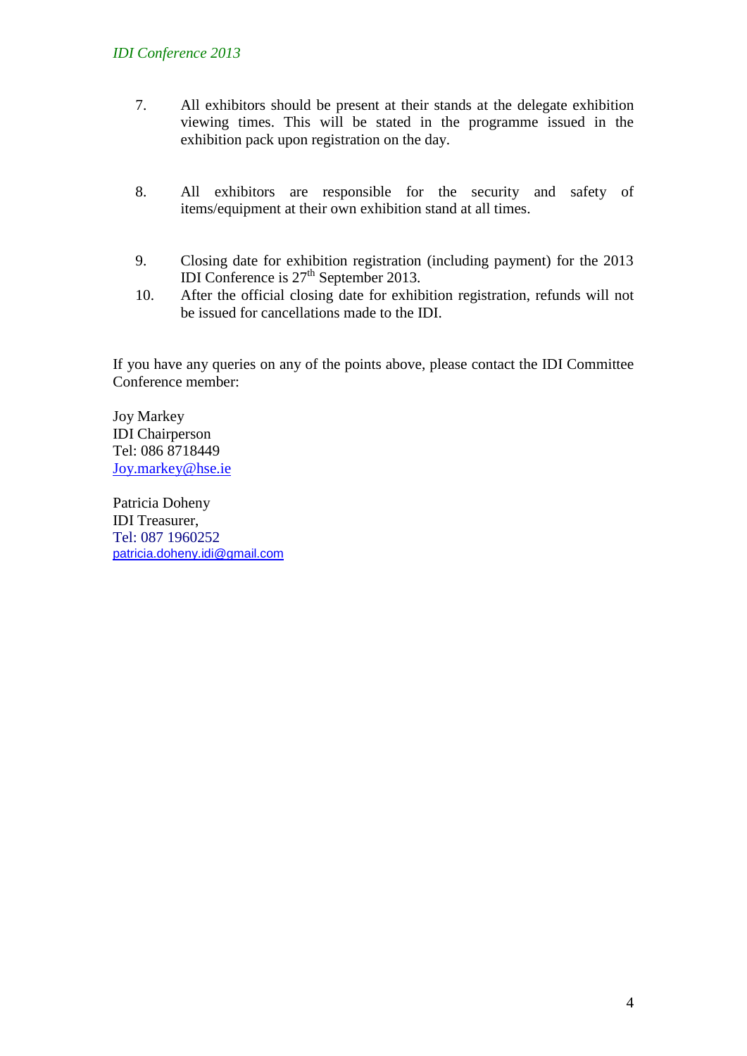7. All exhibitors should be present at their stands at the delegate exhibition viewing times. This will be stated in the programme issued in the exhibition pack upon registration on the day.

8. All exhibitors are responsible for the security and safety of items/equipment at their own exhibition stand at all times.

9. Closing date for exhibition registration (including payment) for the 2013 IDI Conference is 27th September 2013.

10. After the official closing date for exhibition registration, refunds will not be issued for cancellations made to the IDI.

If you have any queries on any of the points above, please contact the IDI Committee Conference member:

Joy Markey
IDI Chairperson
Tel: 086 8718449
Joy.markey@hse.ie

Patricia Doheny
IDI Treasurer,
Tel: 087 1960252
patricia.doheny.idi@gmail.com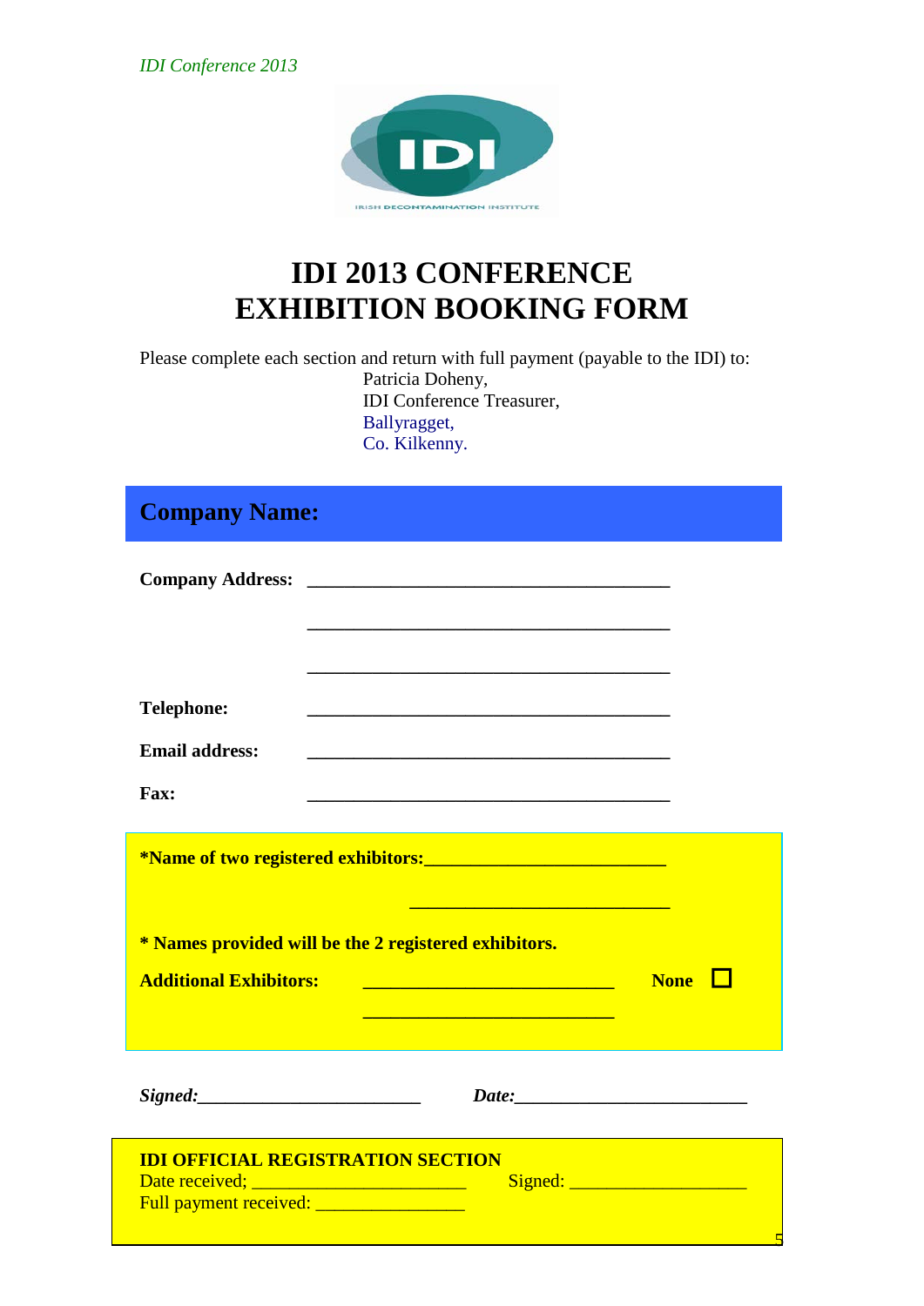# IDI 2013 CONFERENCE EXHIBITION BOOKING FORM

Please complete each section and return with full payment (payable to the IDI) to:

Patricia Doheny,
IDI Conference Treasurer,
Ballyragget,
Co. Kilkenny.

## Company Name:

**Company Address:** ________________________________________

________________________________________

________________________________________

**Telephone:** ________________________________________

**Email address:** ________________________________________

**Fax:** ________________________________________

**\*Name of two registered exhibitors:**__________________________

__________________________

**\* Names provided will be the 2 registered exhibitors.**

**Additional Exhibitors:** ___________________________ **None** ☐

___________________________

***Signed:***________________________ ***Date:***________________________

**IDI OFFICIAL REGISTRATION SECTION**

Date received; _______________________ Signed: ___________________

Full payment received: ________________